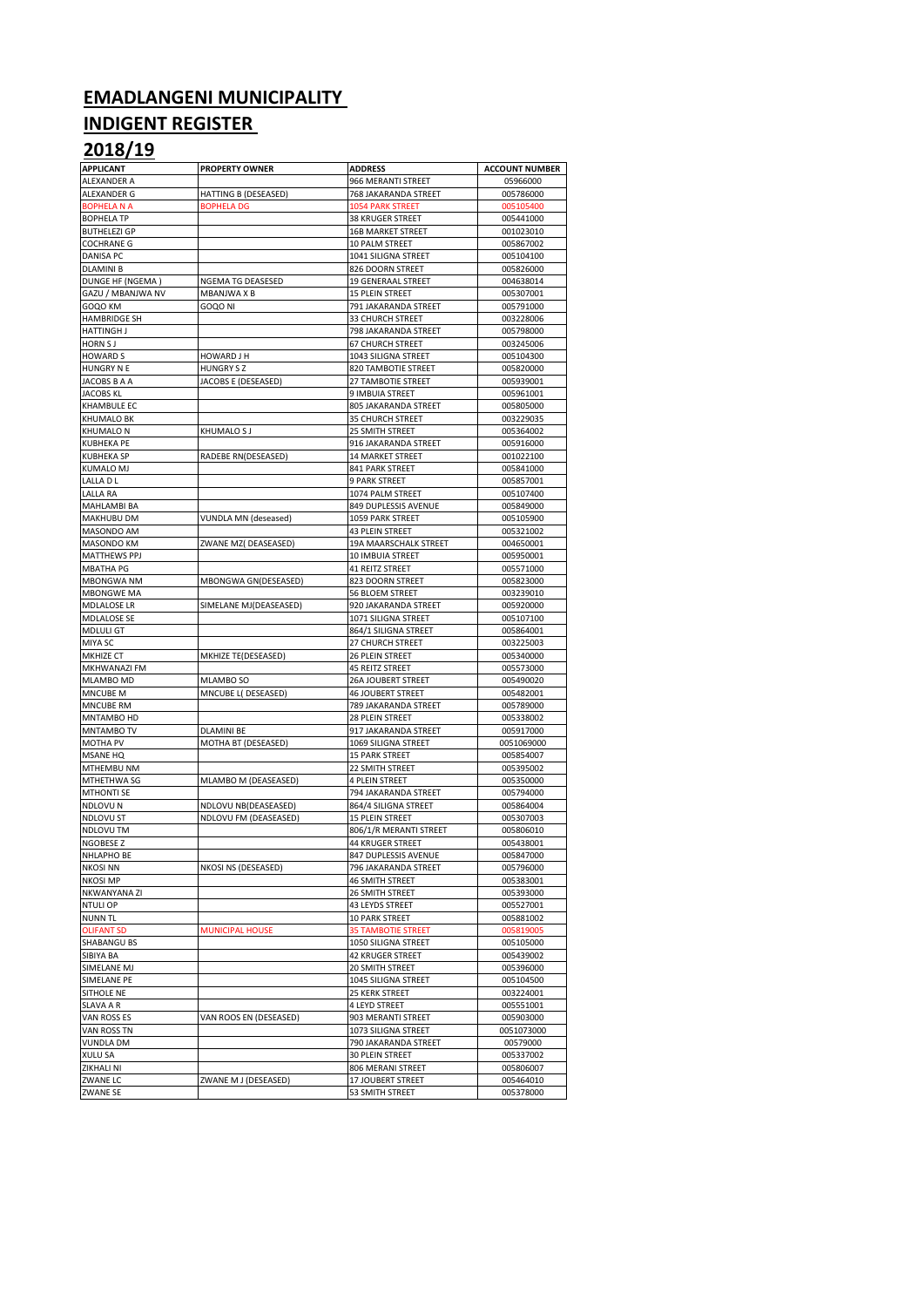# EMADLANGENI MUNICIPALITY

# INDIGENT REGISTER

# 2018/19

| APPLICANT | PROPERTY OWNER | ADDRESS | ACCOUNT NUMBER |
|---|---|---|---|
| ALEXANDER A | | 966 MERANTI STREET | 05966000 |
| ALEXANDER G | HATTING B (DESEASED) | 768 JAKARANDA STREET | 005786000 |
| BOPHELA N A | BOPHELA DG | 1054 PARK STREET | 005105400 |
| BOPHELA TP | | 38 KRUGER STREET | 005441000 |
| BUTHELEZI GP | | 16B MARKET STREET | 001023010 |
| COCHRANE G | | 10 PALM STREET | 005867002 |
| DANISA PC | | 1041 SILIGNA STREET | 005104100 |
| DLAMINI B | | 826 DOORN STREET | 005826000 |
| DUNGE HF (NGEMA ) | NGEMA TG DEASESED | 19 GENERAAL STREET | 004638014 |
| GAZU / MBANJWA NV | MBANJWA X B | 15 PLEIN STREET | 005307001 |
| GOQO KM | GOQO NI | 791 JAKARANDA STREET | 005791000 |
| HAMBRIDGE SH | | 33 CHURCH STREET | 003228006 |
| HATTINGH J | | 798 JAKARANDA STREET | 005798000 |
| HORN S J | | 67 CHURCH STREET | 003245006 |
| HOWARD S | HOWARD J H | 1043 SILIGNA STREET | 005104300 |
| HUNGRY N E | HUNGRY S Z | 820 TAMBOTIE STREET | 005820000 |
| JACOBS B A A | JACOBS E (DESEASED) | 27 TAMBOTIE STREET | 005939001 |
| JACOBS KL | | 9 IMBUIA STREET | 005961001 |
| KHAMBULE EC | | 805 JAKARANDA STREET | 005805000 |
| KHUMALO BK | | 35 CHURCH STREET | 003229035 |
| KHUMALO N | KHUMALO S J | 25 SMITH STREET | 005364002 |
| KUBHEKA PE | | 916 JAKARANDA STREET | 005916000 |
| KUBHEKA SP | RADEBE RN(DESEASED) | 14 MARKET STREET | 001022100 |
| KUMALO MJ | | 841 PARK STREET | 005841000 |
| LALLA D L | | 9 PARK STREET | 005857001 |
| LALLA RA | | 1074 PALM STREET | 005107400 |
| MAHLAMBI BA | | 849 DUPLESSIS AVENUE | 005849000 |
| MAKHUBU DM | VUNDLA MN (deseased) | 1059 PARK STREET | 005105900 |
| MASONDO AM | | 43 PLEIN STREET | 005321002 |
| MASONDO KM | ZWANE MZ( DEASEASED) | 19A MAARSCHALK STREET | 004650001 |
| MATTHEWS PPJ | | 10 IMBUIA STREET | 005950001 |
| MBATHA PG | | 41 REITZ STREET | 005571000 |
| MBONGWA NM | MBONGWA GN(DESEASED) | 823 DOORN STREET | 005823000 |
| MBONGWE MA | | 56 BLOEM STREET | 003239010 |
| MDLALOSE LR | SIMELANE MJ(DEASEASED) | 920 JAKARANDA STREET | 005920000 |
| MDLALOSE SE | | 1071 SILIGNA STREET | 005107100 |
| MDLULI GT | | 864/1 SILIGNA STREET | 005864001 |
| MIYA SC | | 27 CHURCH STREET | 003225003 |
| MKHIZE CT | MKHIZE TE(DESEASED) | 26 PLEIN STREET | 005340000 |
| MKHWANAZI FM | | 45 REITZ STREET | 005573000 |
| MLAMBO MD | MLAMBO SO | 26A JOUBERT STREET | 005490020 |
| MNCUBE M | MNCUBE L( DESEASED) | 46 JOUBERT STREET | 005482001 |
| MNCUBE RM | | 789 JAKARANDA STREET | 005789000 |
| MNTAMBO HD | | 28 PLEIN STREET | 005338002 |
| MNTAMBO TV | DLAMINI BE | 917 JAKARANDA STREET | 005917000 |
| MOTHA PV | MOTHA BT (DESEASED) | 1069 SILIGNA STREET | 0051069000 |
| MSANE HQ | | 15 PARK STREET | 005854007 |
| MTHEMBU NM | | 22 SMITH STREET | 005395002 |
| MTHETHWA SG | MLAMBO M (DEASEASED) | 4 PLEIN STREET | 005350000 |
| MTHONTI SE | | 794 JAKARANDA STREET | 005794000 |
| NDLOVU N | NDLOVU NB(DEASEASED) | 864/4 SILIGNA STREET | 005864004 |
| NDLOVU ST | NDLOVU FM (DEASEASED) | 15 PLEIN STREET | 005307003 |
| NDLOVU TM | | 806/1/R MERANTI STREET | 005806010 |
| NGOBESE Z | | 44 KRUGER STREET | 005438001 |
| NHLAPHO BE | | 847 DUPLESSIS AVENUE | 005847000 |
| NKOSI NN | NKOSI NS (DESEASED) | 796 JAKARANDA STREET | 005796000 |
| NKOSI MP | | 46 SMITH STREET | 005383001 |
| NKWANYANA ZI | | 26 SMITH STREET | 005393000 |
| NTULI OP | | 43 LEYDS STREET | 005527001 |
| NUNN TL | | 10 PARK STREET | 005881002 |
| OLIFANT SD | MUNICIPAL HOUSE | 35 TAMBOTIE STREET | 005819005 |
| SHABANGU BS | | 1050 SILIGNA STREET | 005105000 |
| SIBIYA BA | | 42 KRUGER STREET | 005439002 |
| SIMELANE MJ | | 20 SMITH STREET | 005396000 |
| SIMELANE PE | | 1045 SILIGNA STREET | 005104500 |
| SITHOLE NE | | 25 KERK STREET | 003224001 |
| SLAVA A R | | 4 LEYD STREET | 005551001 |
| VAN ROSS ES | VAN ROOS EN (DESEASED) | 903 MERANTI STREET | 005903000 |
| VAN ROSS TN | | 1073 SILIGNA STREET | 0051073000 |
| VUNDLA DM | | 790 JAKARANDA STREET | 00579000 |
| XULU SA | | 30 PLEIN STREET | 005337002 |
| ZIKHALI NI | | 806 MERANI STREET | 005806007 |
| ZWANE LC | ZWANE M J (DESEASED) | 17 JOUBERT STREET | 005464010 |
| ZWANE SE | | 53 SMITH STREET | 005378000 |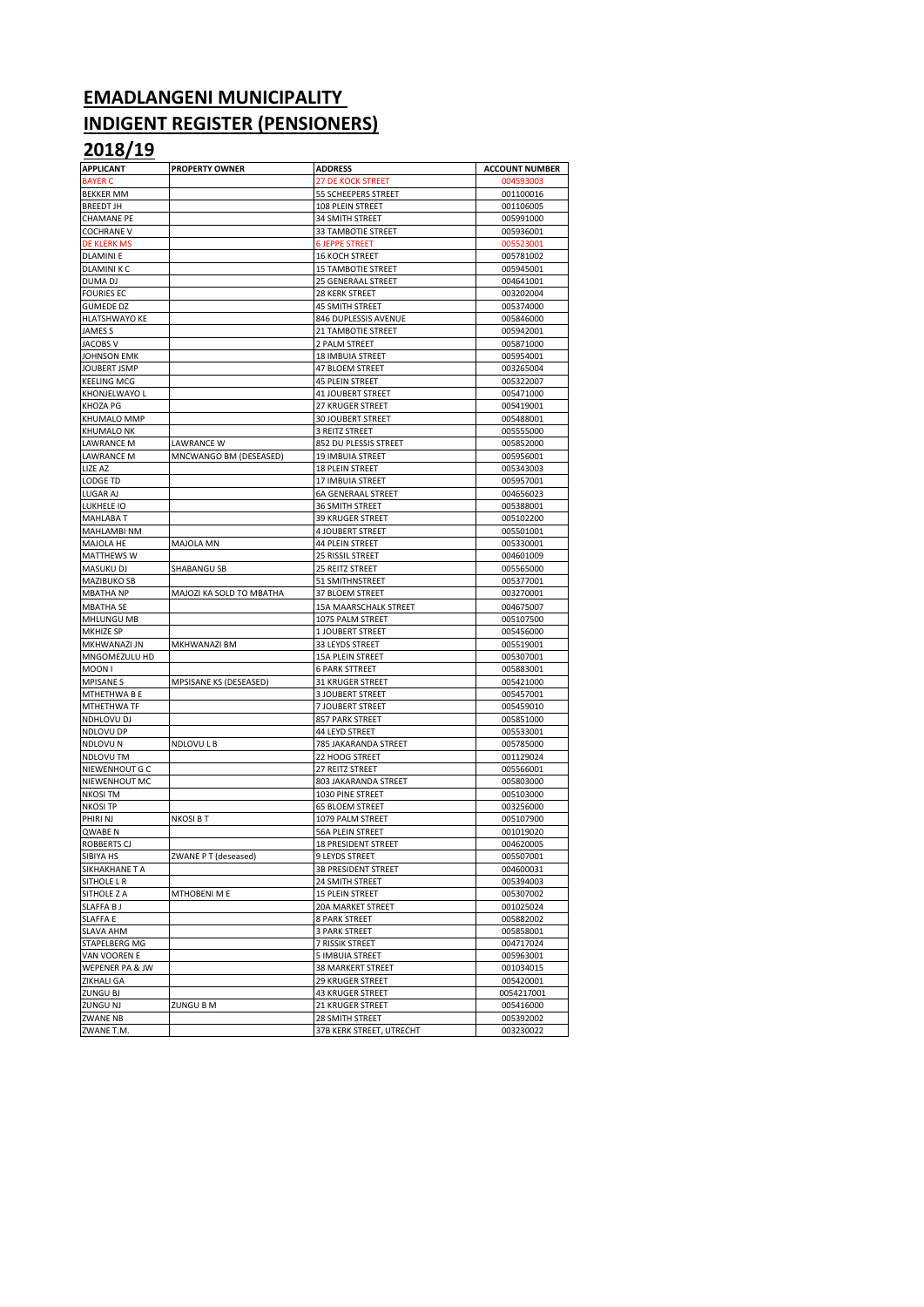# EMADLANGENI MUNICIPALITY

# INDIGENT REGISTER (PENSIONERS)

# 2018/19

| APPLICANT | PROPERTY OWNER | ADDRESS | ACCOUNT NUMBER |
|---|---|---|---|
| BAYER C | | 27 DE KOCK STREET | 004593003 |
| BEKKER MM | | 55 SCHEEPERS STREET | 001100016 |
| BREEDT JH | | 108 PLEIN STREET | 001106005 |
| CHAMANE PE | | 34 SMITH STREET | 005991000 |
| COCHRANE V | | 33 TAMBOTIE STREET | 005936001 |
| DE KLERK MS | | 6 JEPPE STREET | 005523001 |
| DLAMINI E | | 16 KOCH STREET | 005781002 |
| DLAMINI K C | | 15 TAMBOTIE STREET | 005945001 |
| DUMA DJ | | 25 GENERAAL STREET | 004641001 |
| FOURIES EC | | 28 KERK STREET | 003202004 |
| GUMEDE DZ | | 45 SMITH STREET | 005374000 |
| HLATSHWAYO KE | | 846 DUPLESSIS AVENUE | 005846000 |
| JAMES S | | 21 TAMBOTIE STREET | 005942001 |
| JACOBS V | | 2 PALM STREET | 005871000 |
| JOHNSON EMK | | 18 IMBUIA STREET | 005954001 |
| JOUBERT JSMP | | 47 BLOEM STREET | 003265004 |
| KEELING MCG | | 45 PLEIN STREET | 005322007 |
| KHONJELWAYO L | | 41 JOUBERT STREET | 005471000 |
| KHOZA PG | | 27 KRUGER STREET | 005419001 |
| KHUMALO MMP | | 30 JOUBERT STREET | 005488001 |
| KHUMALO NK | | 3 REITZ STREET | 005555000 |
| LAWRANCE M | LAWRANCE W | 852 DU PLESSIS STREET | 005852000 |
| LAWRANCE M | MNCWANGO BM (DESEASED) | 19 IMBUIA STREET | 005956001 |
| LIZE AZ | | 18 PLEIN STREET | 005343003 |
| LODGE TD | | 17 IMBUIA STREET | 005957001 |
| LUGAR AJ | | 6A GENERAAL STREET | 004656023 |
| LUKHELE IO | | 36 SMITH STREET | 005388001 |
| MAHLABA T | | 39 KRUGER STREET | 005102200 |
| MAHLAMBI NM | | 4 JOUBERT STREET | 005501001 |
| MAJOLA HE | MAJOLA MN | 44 PLEIN STREET | 005330001 |
| MATTHEWS W | | 25 RISSIL STREET | 004601009 |
| MASUKU DJ | SHABANGU SB | 25 REITZ STREET | 005565000 |
| MAZIBUKO SB | | 51 SMITHNSTREET | 005377001 |
| MBATHA NP | MAJOZI KA SOLD TO MBATHA | 37 BLOEM STREET | 003270001 |
| MBATHA SE | | 15A MAARSCHALK STREET | 004675007 |
| MHLUNGU MB | | 1075 PALM STREET | 005107500 |
| MKHIZE SP | | 1 JOUBERT STREET | 005456000 |
| MKHWANAZI JN | MKHWANAZI BM | 33 LEYDS STREET | 005519001 |
| MNGOMEZULU HD | | 15A PLEIN STREET | 005307001 |
| MOON I | | 6 PARK STTREET | 005883001 |
| MPISANE S | MPSISANE KS (DESEASED) | 31 KRUGER STREET | 005421000 |
| MTHETHWA B E | | 3 JOUBERT STREET | 005457001 |
| MTHETHWA TF | | 7 JOUBERT STREET | 005459010 |
| NDHLOVU DJ | | 857 PARK STREET | 005851000 |
| NDLOVU DP | | 44 LEYD STREET | 005533001 |
| NDLOVU N | NDLOVU L B | 785 JAKARANDA STREET | 005785000 |
| NDLOVU TM | | 22 HOOG STREET | 001129024 |
| NIEWENHOUT G C | | 27 REITZ STREET | 005566001 |
| NIEWENHOUT MC | | 803 JAKARANDA STREET | 005803000 |
| NKOSI TM | | 1030 PINE STREET | 005103000 |
| NKOSI TP | | 65 BLOEM STREET | 003256000 |
| PHIRI NJ | NKOSI B T | 1079 PALM STREET | 005107900 |
| QWABE N | | 56A PLEIN STREET | 001019020 |
| ROBBERTS CJ | | 18 PRESIDENT STREET | 004620005 |
| SIBIYA HS | ZWANE P T (deseased) | 9 LEYDS STREET | 005507001 |
| SIKHAKHANE T A | | 3B PRESIDENT STREET | 004600031 |
| SITHOLE L R | | 24 SMITH STREET | 005394003 |
| SITHOLE Z A | MTHOBENI M E | 15 PLEIN STREET | 005307002 |
| SLAFFA B J | | 20A MARKET STREET | 001025024 |
| SLAFFA E | | 8 PARK STREET | 005882002 |
| SLAVA AHM | | 3 PARK STREET | 005858001 |
| STAPELBERG MG | | 7 RISSIK STREET | 004717024 |
| VAN VOOREN E | | 5 IMBUIA STREET | 005963001 |
| WEPENER PA & JW | | 38 MARKERT STREET | 001034015 |
| ZIKHALI GA | | 29 KRUGER STREET | 005420001 |
| ZUNGU BJ | | 43 KRUGER STREET | 0054217001 |
| ZUNGU NJ | ZUNGU B M | 21 KRUGER STREET | 005416000 |
| ZWANE NB | | 28 SMITH STREET | 005392002 |
| ZWANE T.M. | | 37B KERK STREET, UTRECHT | 003230022 |